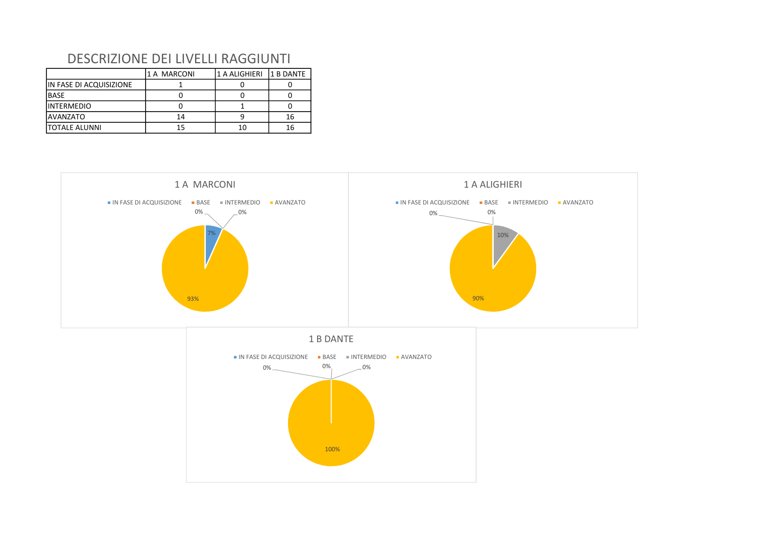# DESCRIZIONE DEI LIVELLI RAGGIUNTI

| | 1 A MARCONI | 1 A ALIGHIERI | 1 B DANTE |
|---|---|---|---|
| IN FASE DI ACQUISIZIONE | 1 | 0 | 0 |
| BASE | 0 | 0 | 0 |
| INTERMEDIO | 0 | 1 | 0 |
| AVANZATO | 14 | 9 | 16 |
| TOTALE ALUNNI | 15 | 10 | 16 |

1 A MARCONI

IN FASE DI ACQUISIZIONE · BASE · INTERMEDIO · AVANZATO

0% · 0% · 7% · 93%

1 A ALIGHIERI

IN FASE DI ACQUISIZIONE · BASE · INTERMEDIO · AVANZATO

0% · 0% · 10% · 90%

1 B DANTE

IN FASE DI ACQUISIZIONE · BASE · INTERMEDIO · AVANZATO

0% · 0% · 0% · 100%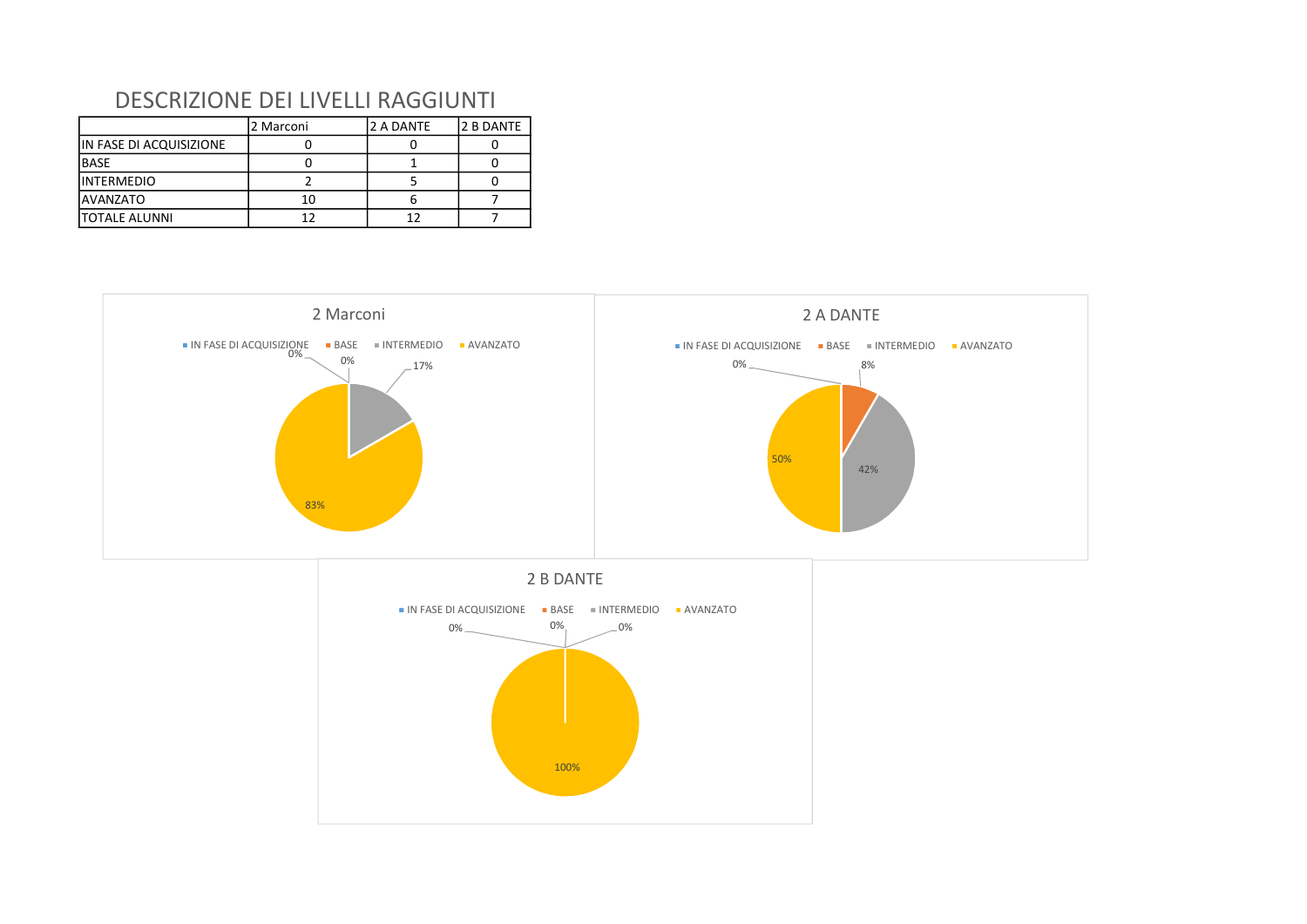# DESCRIZIONE DEI LIVELLI RAGGIUNTI

| | 2 Marconi | 2 A DANTE | 2 B DANTE |
|---|---|---|---|
| IN FASE DI ACQUISIZIONE | 0 | 0 | 0 |
| BASE | 0 | 1 | 0 |
| INTERMEDIO | 2 | 5 | 0 |
| AVANZATO | 10 | 6 | 7 |
| TOTALE ALUNNI | 12 | 12 | 7 |

## 2 Marconi

- IN FASE DI ACQUISIZIONE: 0%
- BASE: 0%
- INTERMEDIO: 17%
- AVANZATO: 83%

## 2 A DANTE

- IN FASE DI ACQUISIZIONE: 0%
- BASE: 8%
- INTERMEDIO: 42%
- AVANZATO: 50%

## 2 B DANTE

- IN FASE DI ACQUISIZIONE: 0%
- BASE: 0%
- INTERMEDIO: 0%
- AVANZATO: 100%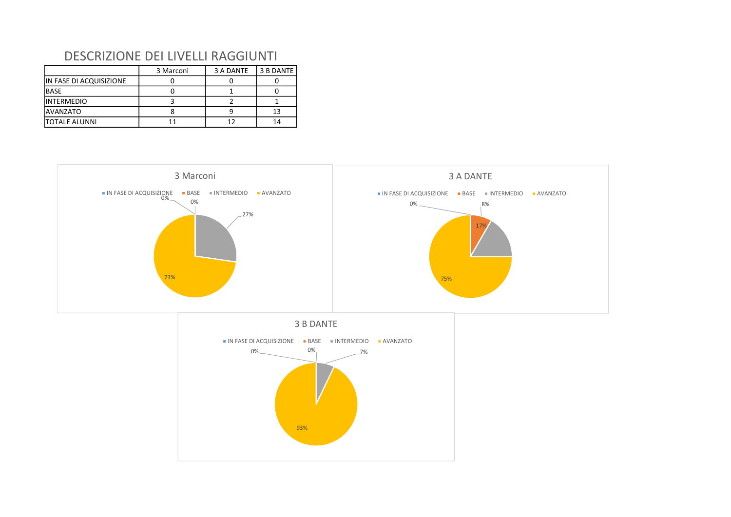# DESCRIZIONE DEI LIVELLI RAGGIUNTI

| | 3 Marconi | 3 A DANTE | 3 B DANTE |
|---|---|---|---|
| IN FASE DI ACQUISIZIONE | 0 | 0 | 0 |
| BASE | 0 | 1 | 0 |
| INTERMEDIO | 3 | 2 | 1 |
| AVANZATO | 8 | 9 | 13 |
| TOTALE ALUNNI | 11 | 12 | 14 |

3 Marconi

- IN FASE DI ACQUISIZIONE: 0%
- BASE: 0%
- INTERMEDIO: 27%
- AVANZATO: 73%

3 A DANTE

- IN FASE DI ACQUISIZIONE: 0%
- BASE: 8%
- INTERMEDIO: 17%
- AVANZATO: 75%

3 B DANTE

- IN FASE DI ACQUISIZIONE: 0%
- BASE: 0%
- INTERMEDIO: 7%
- AVANZATO: 93%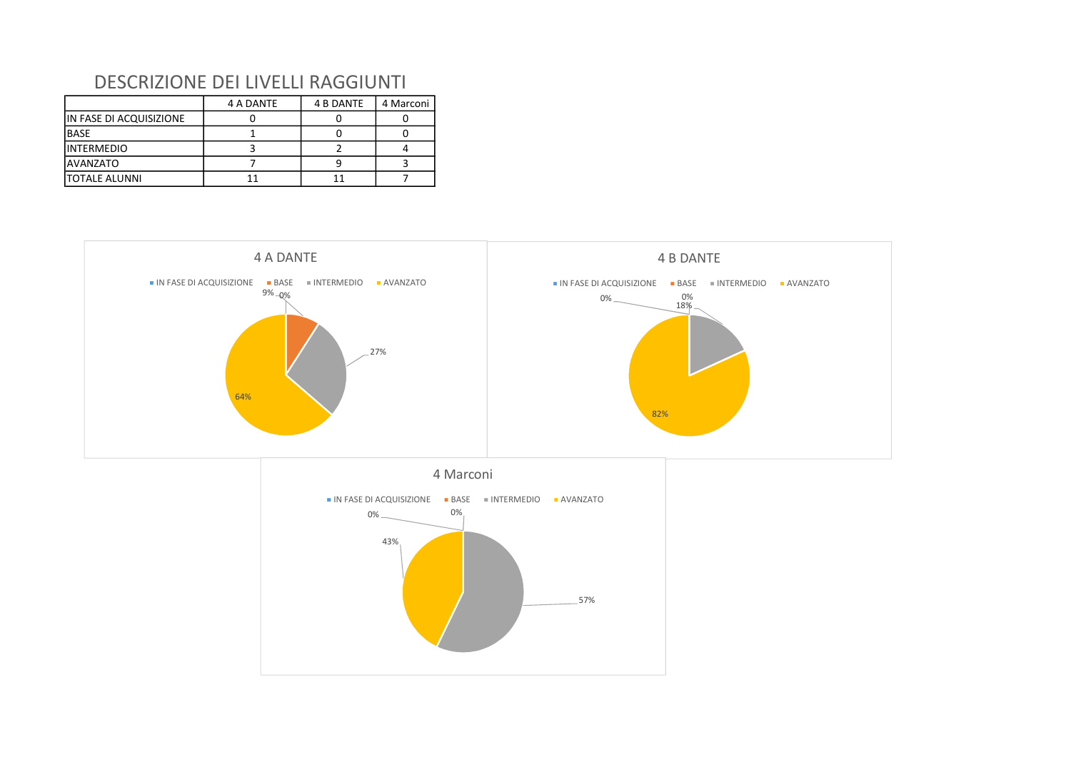# DESCRIZIONE DEI LIVELLI RAGGIUNTI

| | 4 A DANTE | 4 B DANTE | 4 Marconi |
|---|---|---|---|
| IN FASE DI ACQUISIZIONE | 0 | 0 | 0 |
| BASE | 1 | 0 | 0 |
| INTERMEDIO | 3 | 2 | 4 |
| AVANZATO | 7 | 9 | 3 |
| TOTALE ALUNNI | 11 | 11 | 7 |

**4 A DANTE**

IN FASE DI ACQUISIZIONE · BASE · INTERMEDIO · AVANZATO

0% · 9% · 27% · 64%

**4 B DANTE**

IN FASE DI ACQUISIZIONE · BASE · INTERMEDIO · AVANZATO

0% · 0% · 18% · 82%

**4 Marconi**

IN FASE DI ACQUISIZIONE · BASE · INTERMEDIO · AVANZATO

0% · 0% · 57% · 43%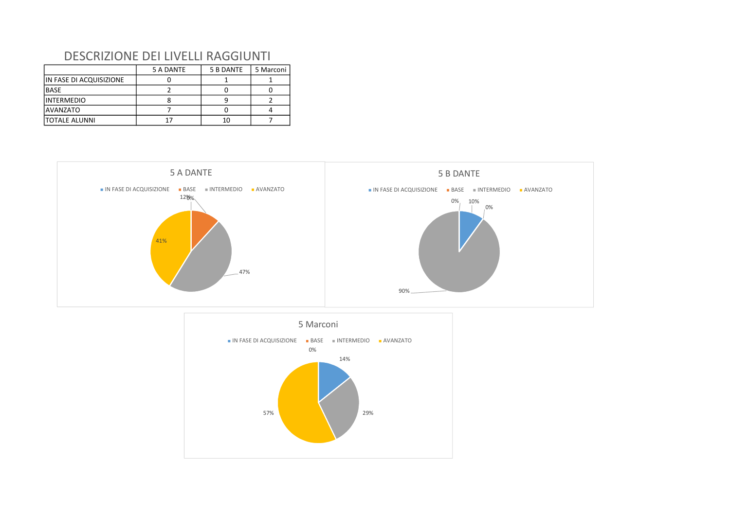# DESCRIZIONE DEI LIVELLI RAGGIUNTI

| | 5 A DANTE | 5 B DANTE | 5 Marconi |
|---|---|---|---|
| IN FASE DI ACQUISIZIONE | 0 | 1 | 1 |
| BASE | 2 | 0 | 0 |
| INTERMEDIO | 8 | 9 | 2 |
| AVANZATO | 7 | 0 | 4 |
| TOTALE ALUNNI | 17 | 10 | 7 |

5 A DANTE

IN FASE DI ACQUISIZIONE   BASE   INTERMEDIO   AVANZATO

0%
12%
47%
41%

5 B DANTE

IN FASE DI ACQUISIZIONE   BASE   INTERMEDIO   AVANZATO

0%
10%
0%
90%

5 Marconi

IN FASE DI ACQUISIZIONE   BASE   INTERMEDIO   AVANZATO

0%
14%
29%
57%